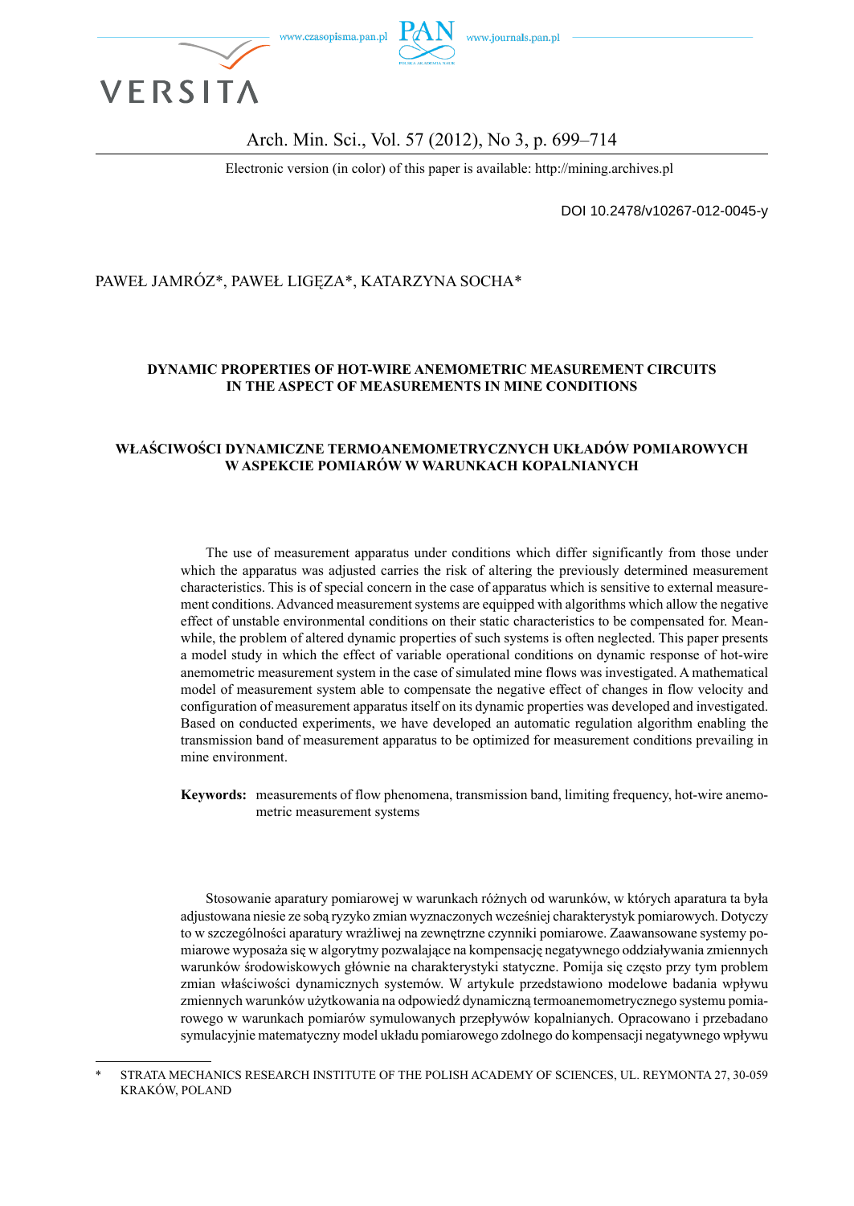DOI 10.2478/v10267-012-0045-y

PAWEŁ JAMRÓZ*, PAWEŁ LIGĘZA*, KATARZYNA SOCHA*

# DYNAMIC PROPERTIES OF HOT-WIRE ANEMOMETRIC MEASUREMENT CIRCUITS IN THE ASPECT OF MEASUREMENTS IN MINE CONDITIONS

# WŁAŚCIWOŚCI DYNAMICZNE TERMOANEMOMETRYCZNYCH UKŁADÓW POMIAROWYCH W ASPEKCIE POMIARÓW W WARUNKACH KOPALNIANYCH

The use of measurement apparatus under conditions which differ significantly from those under which the apparatus was adjusted carries the risk of altering the previously determined measurement characteristics. This is of special concern in the case of apparatus which is sensitive to external measurement conditions. Advanced measurement systems are equipped with algorithms which allow the negative effect of unstable environmental conditions on their static characteristics to be compensated for. Meanwhile, the problem of altered dynamic properties of such systems is often neglected. This paper presents a model study in which the effect of variable operational conditions on dynamic response of hot-wire anemometric measurement system in the case of simulated mine flows was investigated. A mathematical model of measurement system able to compensate the negative effect of changes in flow velocity and configuration of measurement apparatus itself on its dynamic properties was developed and investigated. Based on conducted experiments, we have developed an automatic regulation algorithm enabling the transmission band of measurement apparatus to be optimized for measurement conditions prevailing in mine environment.

**Keywords:** measurements of flow phenomena, transmission band, limiting frequency, hot-wire anemometric measurement systems

Stosowanie aparatury pomiarowej w warunkach różnych od warunków, w których aparatura ta była adjustowana niesie ze sobą ryzyko zmian wyznaczonych wcześniej charakterystyk pomiarowych. Dotyczy to w szczególności aparatury wrażliwej na zewnętrzne czynniki pomiarowe. Zaawansowane systemy pomiarowe wyposaża się w algorytmy pozwalające na kompensację negatywnego oddziaływania zmiennych warunków środowiskowych głównie na charakterystyki statyczne. Pomija się często przy tym problem zmian właściwości dynamicznych systemów. W artykule przedstawiono modelowe badania wpływu zmiennych warunków użytkowania na odpowiedź dynamiczną termoanemometrycznego systemu pomiarowego w warunkach pomiarów symulowanych przepływów kopalnianych. Opracowano i przebadano symulacyjnie matematyczny model układu pomiarowego zdolnego do kompensacji negatywnego wpływu

\* STRATA MECHANICS RESEARCH INSTITUTE OF THE POLISH ACADEMY OF SCIENCES, UL. REYMONTA 27, 30-059 KRAKÓW, POLAND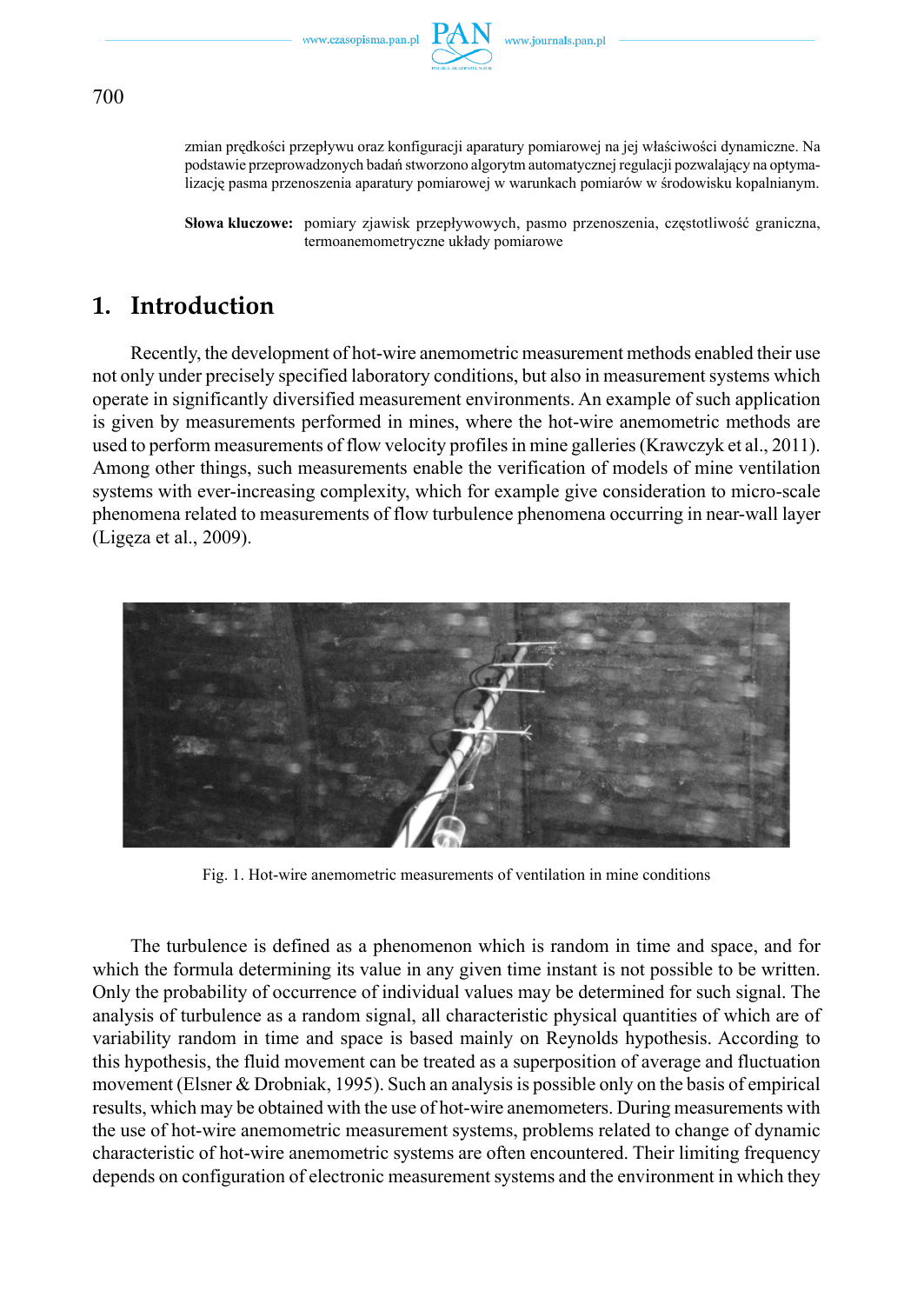zmian prędkości przepływu oraz konfiguracji aparatury pomiarowej na jej właściwości dynamiczne. Na podstawie przeprowadzonych badań stworzono algorytm automatycznej regulacji pozwalający na optymalizację pasma przenoszenia aparatury pomiarowej w warunkach pomiarów w środowisku kopalnianym.

**Słowa kluczowe:** pomiary zjawisk przepływowych, pasmo przenoszenia, częstotliwość graniczna, termoanemometryczne układy pomiarowe

## 1. Introduction

Recently, the development of hot-wire anemometric measurement methods enabled their use not only under precisely specified laboratory conditions, but also in measurement systems which operate in significantly diversified measurement environments. An example of such application is given by measurements performed in mines, where the hot-wire anemometric methods are used to perform measurements of flow velocity profiles in mine galleries (Krawczyk et al., 2011). Among other things, such measurements enable the verification of models of mine ventilation systems with ever-increasing complexity, which for example give consideration to micro-scale phenomena related to measurements of flow turbulence phenomena occurring in near-wall layer (Ligęza et al., 2009).

Fig. 1. Hot-wire anemometric measurements of ventilation in mine conditions

The turbulence is defined as a phenomenon which is random in time and space, and for which the formula determining its value in any given time instant is not possible to be written. Only the probability of occurrence of individual values may be determined for such signal. The analysis of turbulence as a random signal, all characteristic physical quantities of which are of variability random in time and space is based mainly on Reynolds hypothesis. According to this hypothesis, the fluid movement can be treated as a superposition of average and fluctuation movement (Elsner & Drobniak, 1995). Such an analysis is possible only on the basis of empirical results, which may be obtained with the use of hot-wire anemometers. During measurements with the use of hot-wire anemometric measurement systems, problems related to change of dynamic characteristic of hot-wire anemometric systems are often encountered. Their limiting frequency depends on configuration of electronic measurement systems and the environment in which they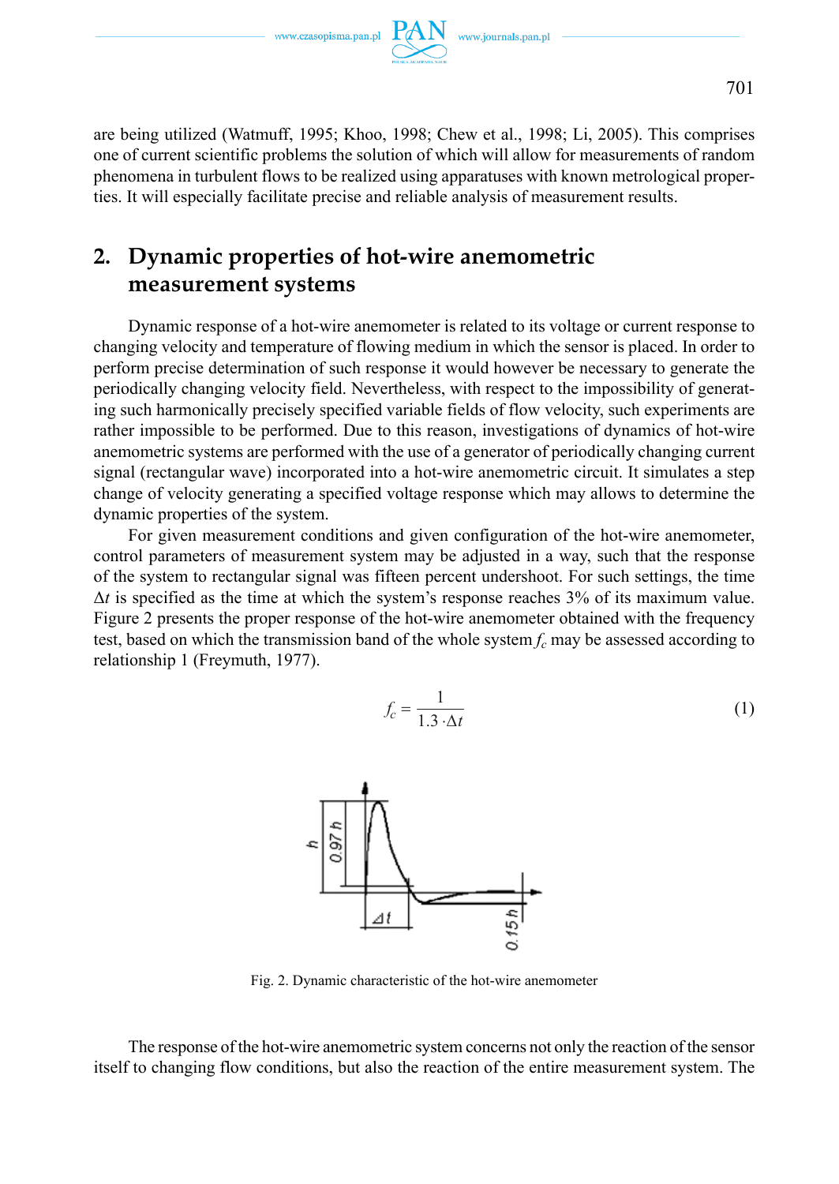are being utilized (Watmuff, 1995; Khoo, 1998; Chew et al., 1998; Li, 2005). This comprises one of current scientific problems the solution of which will allow for measurements of random phenomena in turbulent flows to be realized using apparatuses with known metrological properties. It will especially facilitate precise and reliable analysis of measurement results.

## 2. Dynamic properties of hot-wire anemometric measurement systems

Dynamic response of a hot-wire anemometer is related to its voltage or current response to changing velocity and temperature of flowing medium in which the sensor is placed. In order to perform precise determination of such response it would however be necessary to generate the periodically changing velocity field. Nevertheless, with respect to the impossibility of generating such harmonically precisely specified variable fields of flow velocity, such experiments are rather impossible to be performed. Due to this reason, investigations of dynamics of hot-wire anemometric systems are performed with the use of a generator of periodically changing current signal (rectangular wave) incorporated into a hot-wire anemometric circuit. It simulates a step change of velocity generating a specified voltage response which may allows to determine the dynamic properties of the system.

For given measurement conditions and given configuration of the hot-wire anemometer, control parameters of measurement system may be adjusted in a way, such that the response of the system to rectangular signal was fifteen percent undershoot. For such settings, the time $\Delta t$ is specified as the time at which the system's response reaches 3% of its maximum value. Figure 2 presents the proper response of the hot-wire anemometer obtained with the frequency test, based on which the transmission band of the whole system $f_c$ may be assessed according to relationship 1 (Freymuth, 1977).

$$f_c = \frac{1}{1.3 \cdot \Delta t} \tag{1}$$

Fig. 2. Dynamic characteristic of the hot-wire anemometer

The response of the hot-wire anemometric system concerns not only the reaction of the sensor itself to changing flow conditions, but also the reaction of the entire measurement system. The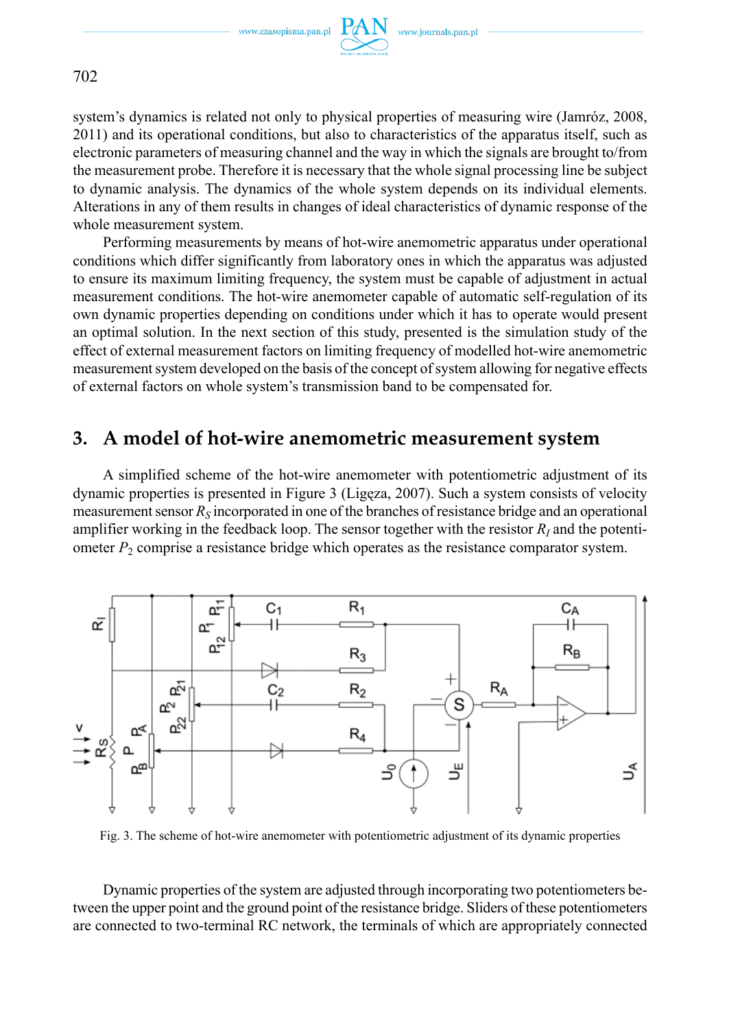system's dynamics is related not only to physical properties of measuring wire (Jamróz, 2008, 2011) and its operational conditions, but also to characteristics of the apparatus itself, such as electronic parameters of measuring channel and the way in which the signals are brought to/from the measurement probe. Therefore it is necessary that the whole signal processing line be subject to dynamic analysis. The dynamics of the whole system depends on its individual elements. Alterations in any of them results in changes of ideal characteristics of dynamic response of the whole measurement system.

Performing measurements by means of hot-wire anemometric apparatus under operational conditions which differ significantly from laboratory ones in which the apparatus was adjusted to ensure its maximum limiting frequency, the system must be capable of adjustment in actual measurement conditions. The hot-wire anemometer capable of automatic self-regulation of its own dynamic properties depending on conditions under which it has to operate would present an optimal solution. In the next section of this study, presented is the simulation study of the effect of external measurement factors on limiting frequency of modelled hot-wire anemometric measurement system developed on the basis of the concept of system allowing for negative effects of external factors on whole system's transmission band to be compensated for.

## 3. A model of hot-wire anemometric measurement system

A simplified scheme of the hot-wire anemometer with potentiometric adjustment of its dynamic properties is presented in Figure 3 (Ligęza, 2007). Such a system consists of velocity measurement sensor $R_S$ incorporated in one of the branches of resistance bridge and an operational amplifier working in the feedback loop. The sensor together with the resistor $R_I$ and the potentiometer $P_2$ comprise a resistance bridge which operates as the resistance comparator system.

Fig. 3. The scheme of hot-wire anemometer with potentiometric adjustment of its dynamic properties

Dynamic properties of the system are adjusted through incorporating two potentiometers between the upper point and the ground point of the resistance bridge. Sliders of these potentiometers are connected to two-terminal RC network, the terminals of which are appropriately connected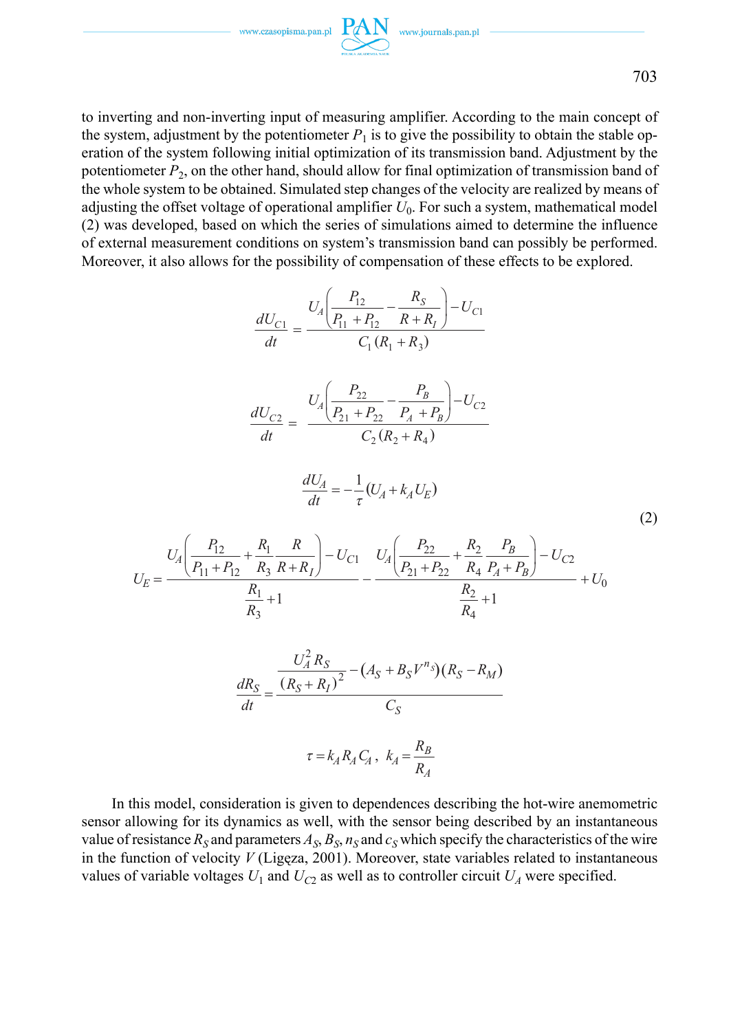to inverting and non-inverting input of measuring amplifier. According to the main concept of the system, adjustment by the potentiometer $P_1$ is to give the possibility to obtain the stable operation of the system following initial optimization of its transmission band. Adjustment by the potentiometer $P_2$, on the other hand, should allow for final optimization of transmission band of the whole system to be obtained. Simulated step changes of the velocity are realized by means of adjusting the offset voltage of operational amplifier $U_0$. For such a system, mathematical model (2) was developed, based on which the series of simulations aimed to determine the influence of external measurement conditions on system's transmission band can possibly be performed. Moreover, it also allows for the possibility of compensation of these effects to be explored.

$$
\begin{aligned}
\frac{dU_{C1}}{dt} &= \frac{U_A\left(\dfrac{P_{12}}{P_{11}+P_{12}} - \dfrac{R_S}{R+R_I}\right) - U_{C1}}{C_1(R_1+R_3)} \\[2ex]
\frac{dU_{C2}}{dt} &= \frac{U_A\left(\dfrac{P_{22}}{P_{21}+P_{22}} - \dfrac{P_B}{P_A+P_B}\right) - U_{C2}}{C_2(R_2+R_4)} \\[2ex]
\frac{dU_A}{dt} &= -\frac{1}{\tau}(U_A + k_A U_E) \\[2ex]
U_E &= \frac{U_A\left(\dfrac{P_{12}}{P_{11}+P_{12}} + \dfrac{R_1}{R_3}\dfrac{R}{R+R_I}\right) - U_{C1}}{\dfrac{R_1}{R_3}+1} - \frac{U_A\left(\dfrac{P_{22}}{P_{21}+P_{22}} + \dfrac{R_2}{R_4}\dfrac{P_B}{P_A+P_B}\right) - U_{C2}}{\dfrac{R_2}{R_4}+1} + U_0 \\[2ex]
\frac{dR_S}{dt} &= \frac{\dfrac{U_A^2 R_S}{(R_S+R_I)^2} - (A_S + B_S V^{n_S})(R_S - R_M)}{C_S} \\[2ex]
\tau &= k_A R_A C_A, \quad k_A = \frac{R_B}{R_A}
\end{aligned}
\tag{2}
$$

In this model, consideration is given to dependences describing the hot-wire anemometric sensor allowing for its dynamics as well, with the sensor being described by an instantaneous value of resistance $R_S$ and parameters $A_S$, $B_S$, $n_S$ and $c_S$ which specify the characteristics of the wire in the function of velocity $V$ (Ligęza, 2001). Moreover, state variables related to instantaneous values of variable voltages $U_1$ and $U_{C2}$ as well as to controller circuit $U_A$ were specified.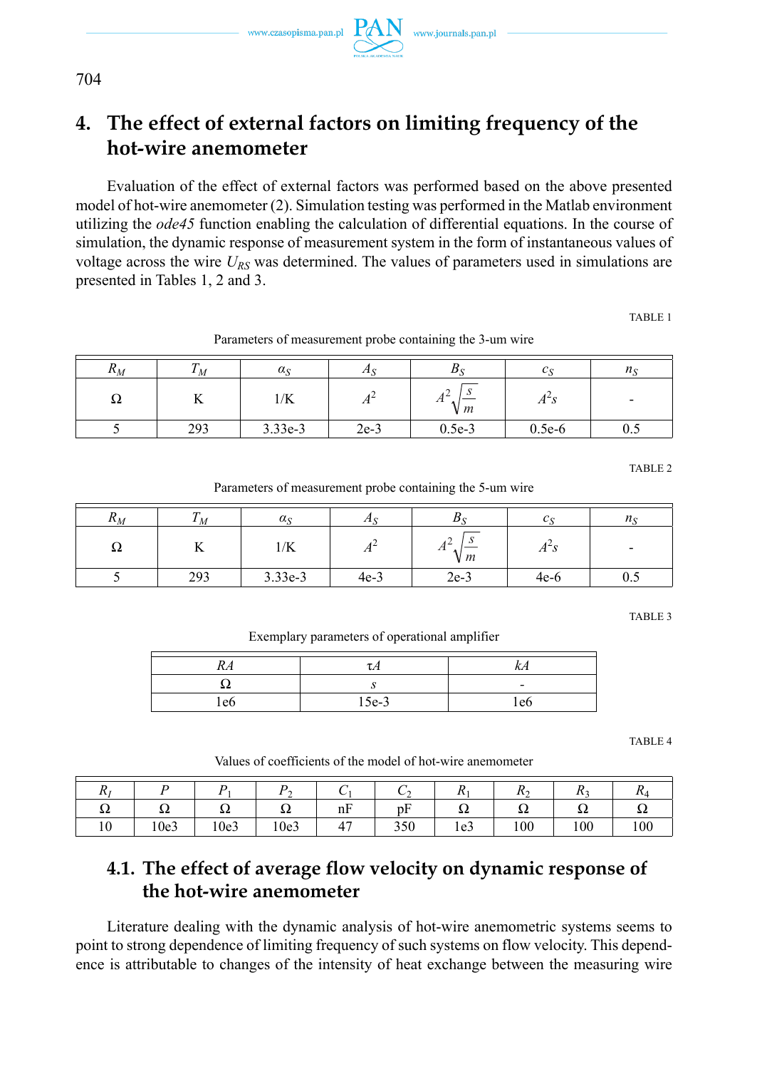## 4. The effect of external factors on limiting frequency of the hot-wire anemometer

Evaluation of the effect of external factors was performed based on the above presented model of hot-wire anemometer (2). Simulation testing was performed in the Matlab environment utilizing the *ode45* function enabling the calculation of differential equations. In the course of simulation, the dynamic response of measurement system in the form of instantaneous values of voltage across the wire $U_{RS}$ was determined. The values of parameters used in simulations are presented in Tables 1, 2 and 3.

TABLE 1

Parameters of measurement probe containing the 3-um wire

| $R_M$ | $T_M$ | $\alpha_S$ | $A_S$ | $B_S$ | $c_S$ | $n_S$ |
|---|---|---|---|---|---|---|
| Ω | K | 1/K | $A^2$ | $A^2\sqrt{\frac{s}{m}}$ | $A^2 s$ | - |
| 5 | 293 | 3.33e-3 | 2e-3 | 0.5e-3 | 0.5e-6 | 0.5 |

TABLE 2

Parameters of measurement probe containing the 5-um wire

| $R_M$ | $T_M$ | $\alpha_S$ | $A_S$ | $B_S$ | $c_S$ | $n_S$ |
|---|---|---|---|---|---|---|
| Ω | K | 1/K | $A^2$ | $A^2\sqrt{\frac{s}{m}}$ | $A^2 s$ | - |
| 5 | 293 | 3.33e-3 | 4e-3 | 2e-3 | 4e-6 | 0.5 |

TABLE 3

Exemplary parameters of operational amplifier

| $RA$ | $\tau A$ | $kA$ |
|---|---|---|
| Ω | $s$ | - |
| 1e6 | 15e-3 | 1e6 |

TABLE 4

Values of coefficients of the model of hot-wire anemometer

| $R_I$ | $P$ | $P_1$ | $P_2$ | $C_1$ | $C_2$ | $R_1$ | $R_2$ | $R_3$ | $R_4$ |
|---|---|---|---|---|---|---|---|---|---|
| Ω | Ω | Ω | Ω | nF | pF | Ω | Ω | Ω | Ω |
| 10 | 10e3 | 10e3 | 10e3 | 47 | 350 | 1e3 | 100 | 100 | 100 |

### 4.1. The effect of average flow velocity on dynamic response of the hot-wire anemometer

Literature dealing with the dynamic analysis of hot-wire anemometric systems seems to point to strong dependence of limiting frequency of such systems on flow velocity. This dependence is attributable to changes of the intensity of heat exchange between the measuring wire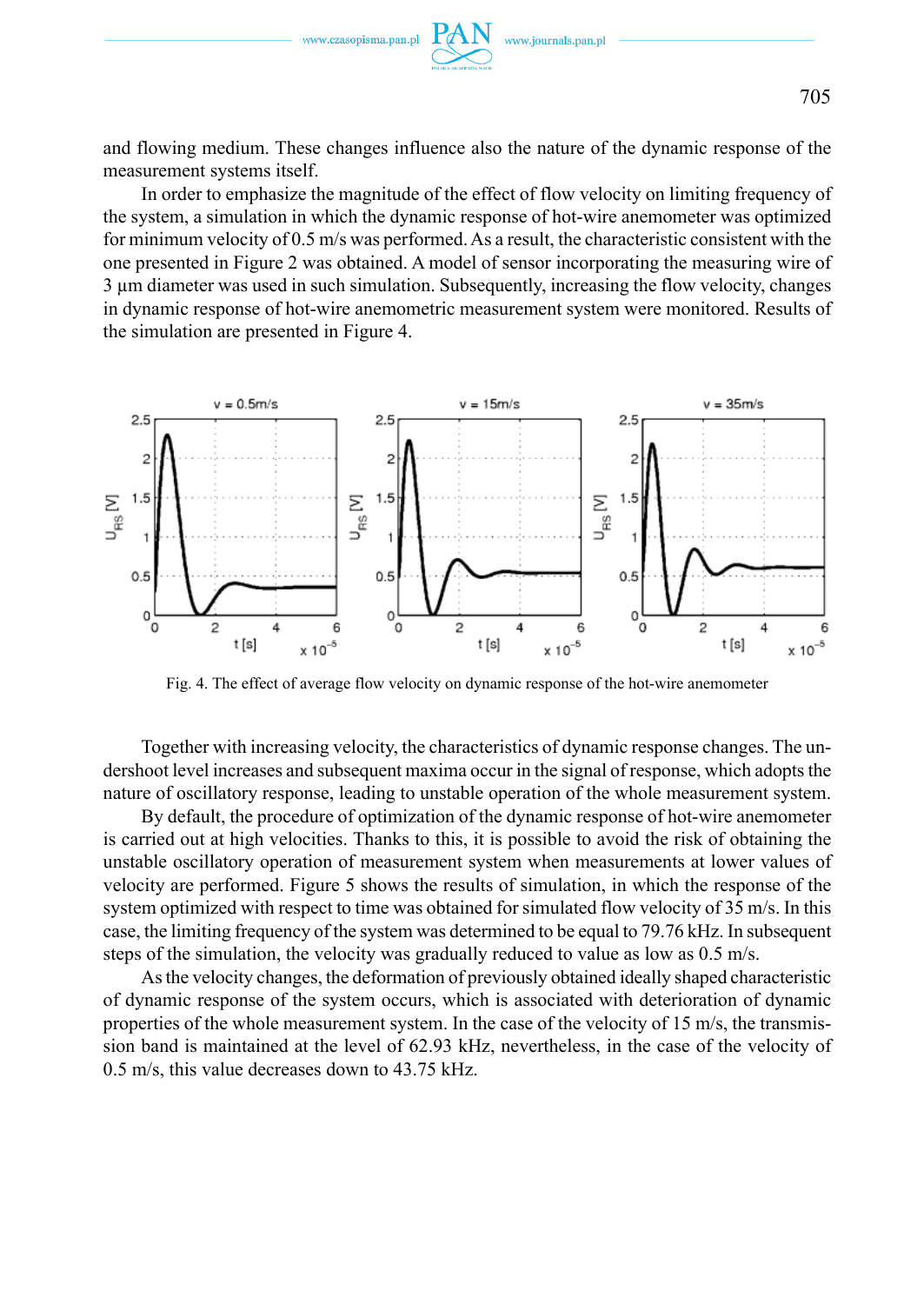and flowing medium. These changes influence also the nature of the dynamic response of the measurement systems itself.

In order to emphasize the magnitude of the effect of flow velocity on limiting frequency of the system, a simulation in which the dynamic response of hot-wire anemometer was optimized for minimum velocity of 0.5 m/s was performed. As a result, the characteristic consistent with the one presented in Figure 2 was obtained. A model of sensor incorporating the measuring wire of 3 μm diameter was used in such simulation. Subsequently, increasing the flow velocity, changes in dynamic response of hot-wire anemometric measurement system were monitored. Results of the simulation are presented in Figure 4.

Fig. 4. The effect of average flow velocity on dynamic response of the hot-wire anemometer

Together with increasing velocity, the characteristics of dynamic response changes. The undershoot level increases and subsequent maxima occur in the signal of response, which adopts the nature of oscillatory response, leading to unstable operation of the whole measurement system.

By default, the procedure of optimization of the dynamic response of hot-wire anemometer is carried out at high velocities. Thanks to this, it is possible to avoid the risk of obtaining the unstable oscillatory operation of measurement system when measurements at lower values of velocity are performed. Figure 5 shows the results of simulation, in which the response of the system optimized with respect to time was obtained for simulated flow velocity of 35 m/s. In this case, the limiting frequency of the system was determined to be equal to 79.76 kHz. In subsequent steps of the simulation, the velocity was gradually reduced to value as low as 0.5 m/s.

As the velocity changes, the deformation of previously obtained ideally shaped characteristic of dynamic response of the system occurs, which is associated with deterioration of dynamic properties of the whole measurement system. In the case of the velocity of 15 m/s, the transmission band is maintained at the level of 62.93 kHz, nevertheless, in the case of the velocity of 0.5 m/s, this value decreases down to 43.75 kHz.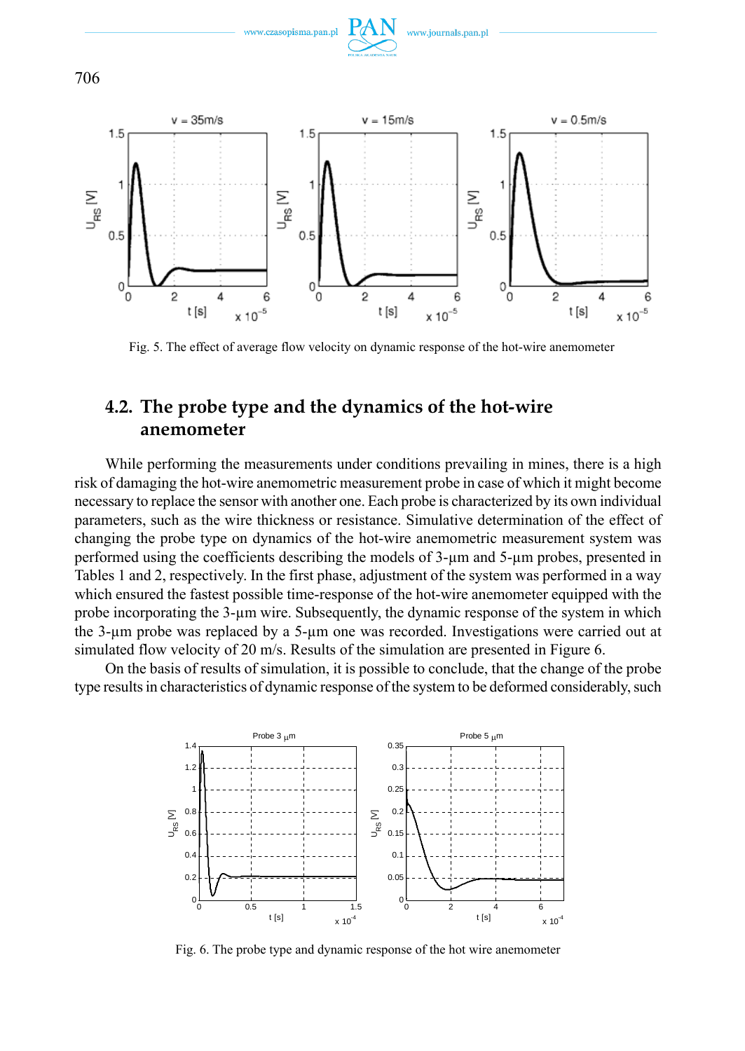Fig. 5. The effect of average flow velocity on dynamic response of the hot-wire anemometer

## 4.2. The probe type and the dynamics of the hot-wire anemometer

While performing the measurements under conditions prevailing in mines, there is a high risk of damaging the hot-wire anemometric measurement probe in case of which it might become necessary to replace the sensor with another one. Each probe is characterized by its own individual parameters, such as the wire thickness or resistance. Simulative determination of the effect of changing the probe type on dynamics of the hot-wire anemometric measurement system was performed using the coefficients describing the models of 3-µm and 5-µm probes, presented in Tables 1 and 2, respectively. In the first phase, adjustment of the system was performed in a way which ensured the fastest possible time-response of the hot-wire anemometer equipped with the probe incorporating the 3-µm wire. Subsequently, the dynamic response of the system in which the 3-µm probe was replaced by a 5-µm one was recorded. Investigations were carried out at simulated flow velocity of 20 m/s. Results of the simulation are presented in Figure 6.

On the basis of results of simulation, it is possible to conclude, that the change of the probe type results in characteristics of dynamic response of the system to be deformed considerably, such

Fig. 6. The probe type and dynamic response of the hot wire anemometer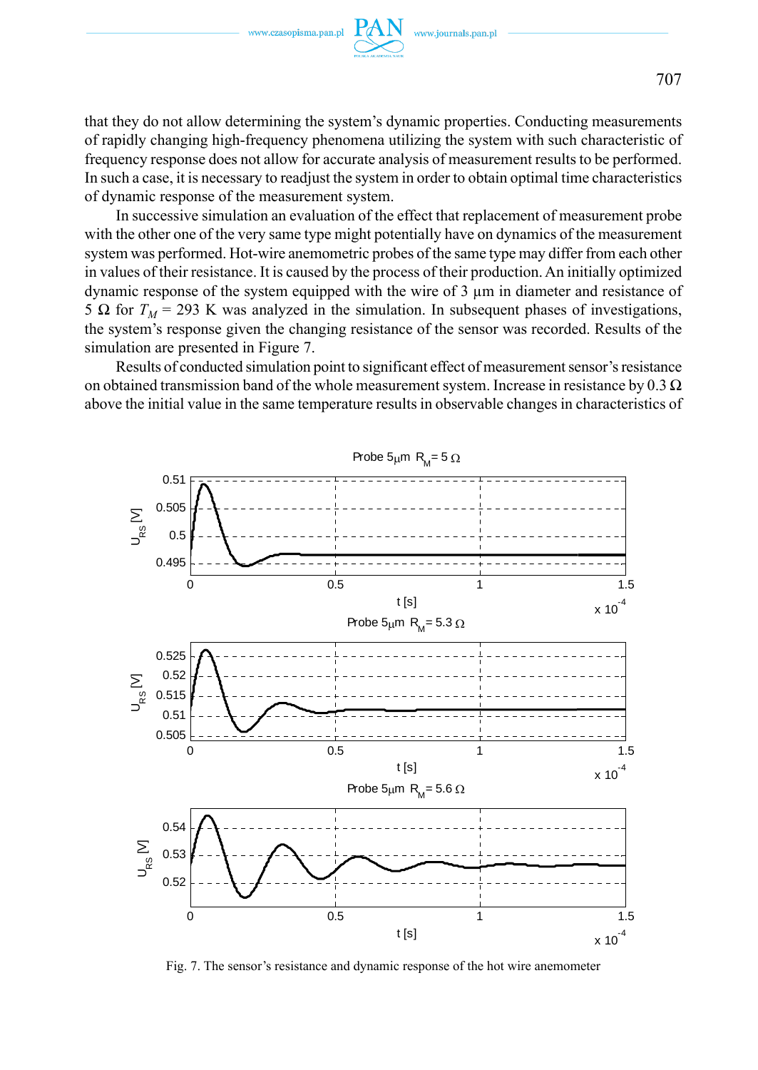that they do not allow determining the system's dynamic properties. Conducting measurements of rapidly changing high-frequency phenomena utilizing the system with such characteristic of frequency response does not allow for accurate analysis of measurement results to be performed. In such a case, it is necessary to readjust the system in order to obtain optimal time characteristics of dynamic response of the measurement system.

In successive simulation an evaluation of the effect that replacement of measurement probe with the other one of the very same type might potentially have on dynamics of the measurement system was performed. Hot-wire anemometric probes of the same type may differ from each other in values of their resistance. It is caused by the process of their production. An initially optimized dynamic response of the system equipped with the wire of 3 μm in diameter and resistance of 5 Ω for $T_M$ = 293 K was analyzed in the simulation. In subsequent phases of investigations, the system's response given the changing resistance of the sensor was recorded. Results of the simulation are presented in Figure 7.

Results of conducted simulation point to significant effect of measurement sensor's resistance on obtained transmission band of the whole measurement system. Increase in resistance by 0.3 Ω above the initial value in the same temperature results in observable changes in characteristics of

Fig. 7. The sensor's resistance and dynamic response of the hot wire anemometer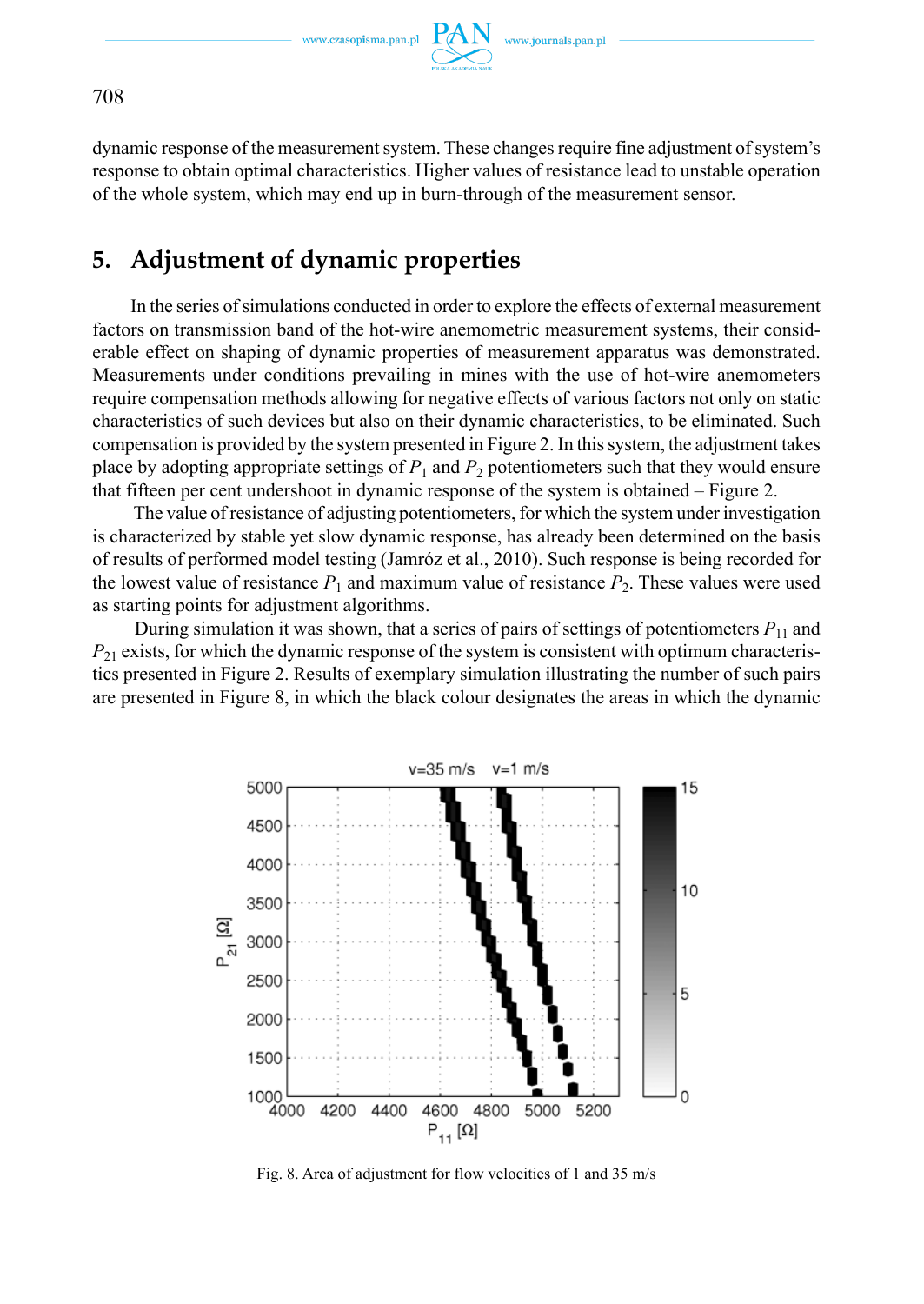dynamic response of the measurement system. These changes require fine adjustment of system's response to obtain optimal characteristics. Higher values of resistance lead to unstable operation of the whole system, which may end up in burn-through of the measurement sensor.

## 5. Adjustment of dynamic properties

In the series of simulations conducted in order to explore the effects of external measurement factors on transmission band of the hot-wire anemometric measurement systems, their considerable effect on shaping of dynamic properties of measurement apparatus was demonstrated. Measurements under conditions prevailing in mines with the use of hot-wire anemometers require compensation methods allowing for negative effects of various factors not only on static characteristics of such devices but also on their dynamic characteristics, to be eliminated. Such compensation is provided by the system presented in Figure 2. In this system, the adjustment takes place by adopting appropriate settings of $P_1$ and $P_2$ potentiometers such that they would ensure that fifteen per cent undershoot in dynamic response of the system is obtained – Figure 2.

The value of resistance of adjusting potentiometers, for which the system under investigation is characterized by stable yet slow dynamic response, has already been determined on the basis of results of performed model testing (Jamróz et al., 2010). Such response is being recorded for the lowest value of resistance $P_1$ and maximum value of resistance $P_2$. These values were used as starting points for adjustment algorithms.

During simulation it was shown, that a series of pairs of settings of potentiometers $P_{11}$ and $P_{21}$ exists, for which the dynamic response of the system is consistent with optimum characteristics presented in Figure 2. Results of exemplary simulation illustrating the number of such pairs are presented in Figure 8, in which the black colour designates the areas in which the dynamic

Fig. 8. Area of adjustment for flow velocities of 1 and 35 m/s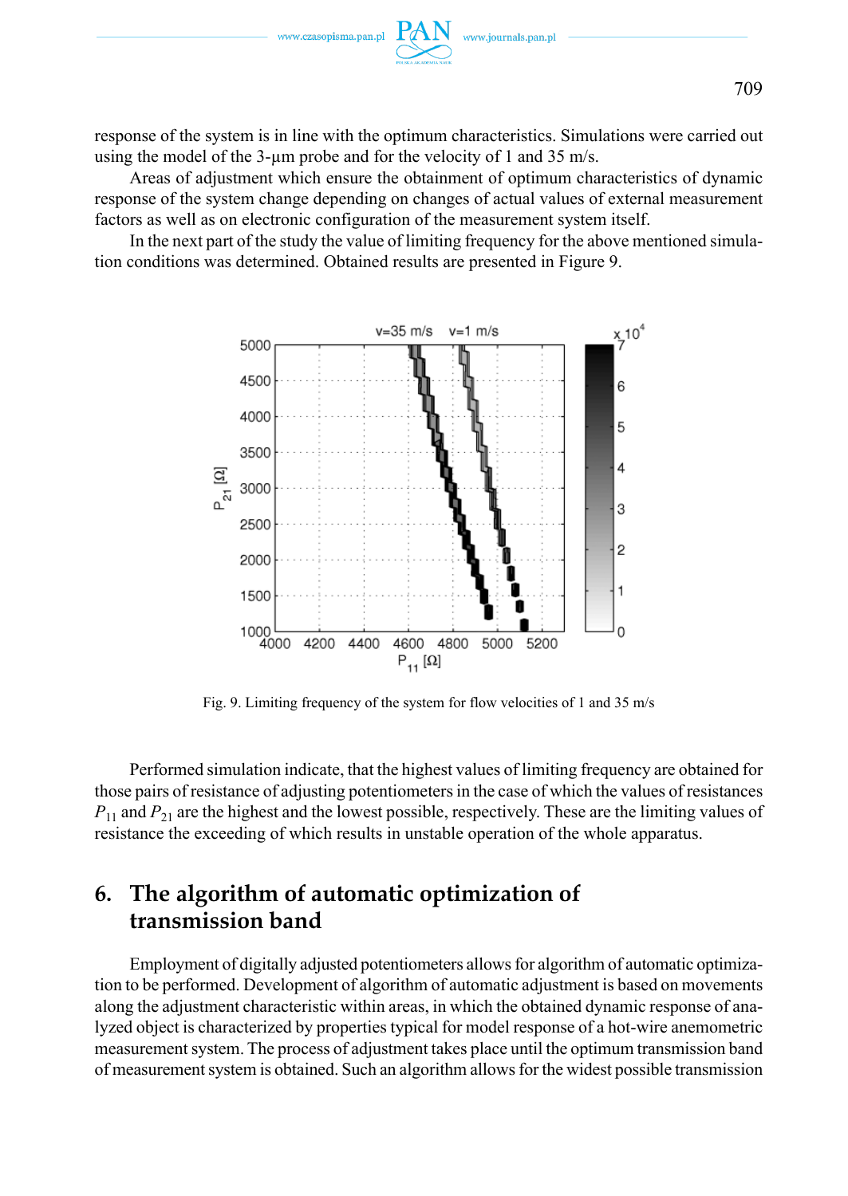response of the system is in line with the optimum characteristics. Simulations were carried out using the model of the 3-μm probe and for the velocity of 1 and 35 m/s.

Areas of adjustment which ensure the obtainment of optimum characteristics of dynamic response of the system change depending on changes of actual values of external measurement factors as well as on electronic configuration of the measurement system itself.

In the next part of the study the value of limiting frequency for the above mentioned simulation conditions was determined. Obtained results are presented in Figure 9.

Fig. 9. Limiting frequency of the system for flow velocities of 1 and 35 m/s

Performed simulation indicate, that the highest values of limiting frequency are obtained for those pairs of resistance of adjusting potentiometers in the case of which the values of resistances $P_{11}$ and $P_{21}$ are the highest and the lowest possible, respectively. These are the limiting values of resistance the exceeding of which results in unstable operation of the whole apparatus.

## 6. The algorithm of automatic optimization of transmission band

Employment of digitally adjusted potentiometers allows for algorithm of automatic optimization to be performed. Development of algorithm of automatic adjustment is based on movements along the adjustment characteristic within areas, in which the obtained dynamic response of analyzed object is characterized by properties typical for model response of a hot-wire anemometric measurement system. The process of adjustment takes place until the optimum transmission band of measurement system is obtained. Such an algorithm allows for the widest possible transmission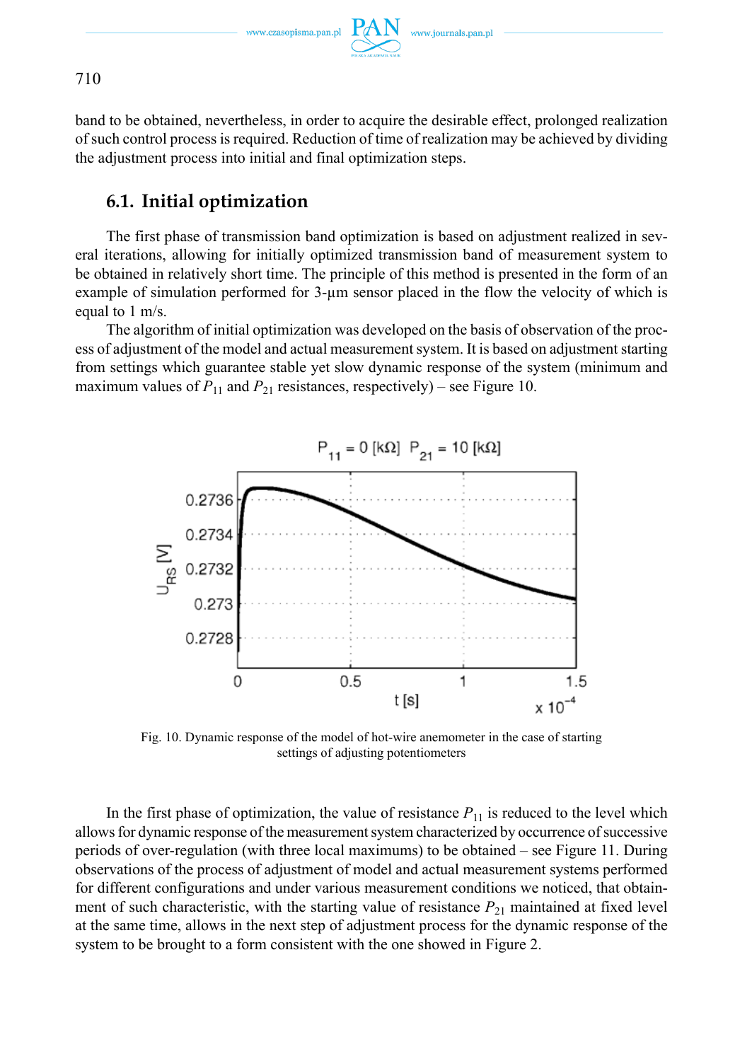band to be obtained, nevertheless, in order to acquire the desirable effect, prolonged realization of such control process is required. Reduction of time of realization may be achieved by dividing the adjustment process into initial and final optimization steps.

### 6.1. Initial optimization

The first phase of transmission band optimization is based on adjustment realized in several iterations, allowing for initially optimized transmission band of measurement system to be obtained in relatively short time. The principle of this method is presented in the form of an example of simulation performed for 3-μm sensor placed in the flow the velocity of which is equal to 1 m/s.

The algorithm of initial optimization was developed on the basis of observation of the process of adjustment of the model and actual measurement system. It is based on adjustment starting from settings which guarantee stable yet slow dynamic response of the system (minimum and maximum values of $P_{11}$ and $P_{21}$ resistances, respectively) – see Figure 10.

Fig. 10. Dynamic response of the model of hot-wire anemometer in the case of starting settings of adjusting potentiometers

In the first phase of optimization, the value of resistance $P_{11}$ is reduced to the level which allows for dynamic response of the measurement system characterized by occurrence of successive periods of over-regulation (with three local maximums) to be obtained – see Figure 11. During observations of the process of adjustment of model and actual measurement systems performed for different configurations and under various measurement conditions we noticed, that obtainment of such characteristic, with the starting value of resistance $P_{21}$ maintained at fixed level at the same time, allows in the next step of adjustment process for the dynamic response of the system to be brought to a form consistent with the one showed in Figure 2.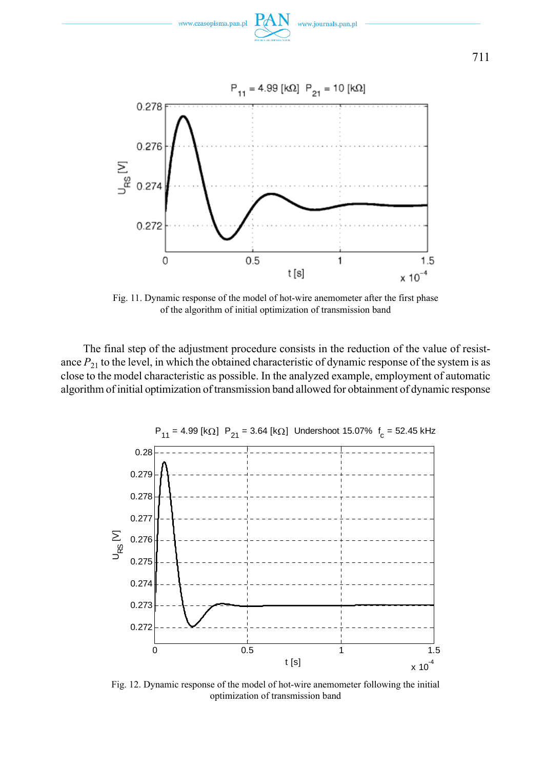Fig. 11. Dynamic response of the model of hot-wire anemometer after the first phase of the algorithm of initial optimization of transmission band

The final step of the adjustment procedure consists in the reduction of the value of resistance $P_{21}$ to the level, in which the obtained characteristic of dynamic response of the system is as close to the model characteristic as possible. In the analyzed example, employment of automatic algorithm of initial optimization of transmission band allowed for obtainment of dynamic response

Fig. 12. Dynamic response of the model of hot-wire anemometer following the initial optimization of transmission band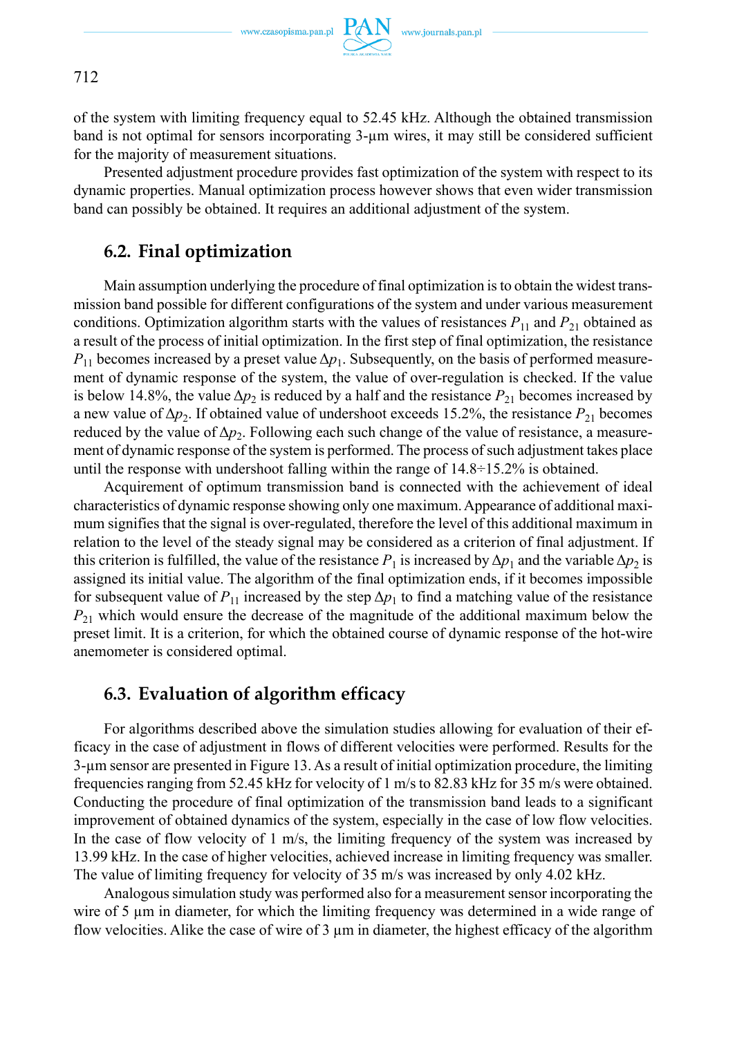of the system with limiting frequency equal to 52.45 kHz. Although the obtained transmission band is not optimal for sensors incorporating 3-µm wires, it may still be considered sufficient for the majority of measurement situations.

Presented adjustment procedure provides fast optimization of the system with respect to its dynamic properties. Manual optimization process however shows that even wider transmission band can possibly be obtained. It requires an additional adjustment of the system.

### 6.2. Final optimization

Main assumption underlying the procedure of final optimization is to obtain the widest transmission band possible for different configurations of the system and under various measurement conditions. Optimization algorithm starts with the values of resistances $P_{11}$ and $P_{21}$ obtained as a result of the process of initial optimization. In the first step of final optimization, the resistance $P_{11}$ becomes increased by a preset value $\Delta p_1$. Subsequently, on the basis of performed measurement of dynamic response of the system, the value of over-regulation is checked. If the value is below 14.8%, the value $\Delta p_2$ is reduced by a half and the resistance $P_{21}$ becomes increased by a new value of $\Delta p_2$. If obtained value of undershoot exceeds 15.2%, the resistance $P_{21}$ becomes reduced by the value of $\Delta p_2$. Following each such change of the value of resistance, a measurement of dynamic response of the system is performed. The process of such adjustment takes place until the response with undershoot falling within the range of 14.8÷15.2% is obtained.

Acquirement of optimum transmission band is connected with the achievement of ideal characteristics of dynamic response showing only one maximum. Appearance of additional maximum signifies that the signal is over-regulated, therefore the level of this additional maximum in relation to the level of the steady signal may be considered as a criterion of final adjustment. If this criterion is fulfilled, the value of the resistance $P_1$ is increased by $\Delta p_1$ and the variable $\Delta p_2$ is assigned its initial value. The algorithm of the final optimization ends, if it becomes impossible for subsequent value of $P_{11}$ increased by the step $\Delta p_1$ to find a matching value of the resistance $P_{21}$ which would ensure the decrease of the magnitude of the additional maximum below the preset limit. It is a criterion, for which the obtained course of dynamic response of the hot-wire anemometer is considered optimal.

### 6.3. Evaluation of algorithm efficacy

For algorithms described above the simulation studies allowing for evaluation of their efficacy in the case of adjustment in flows of different velocities were performed. Results for the 3-µm sensor are presented in Figure 13. As a result of initial optimization procedure, the limiting frequencies ranging from 52.45 kHz for velocity of 1 m/s to 82.83 kHz for 35 m/s were obtained. Conducting the procedure of final optimization of the transmission band leads to a significant improvement of obtained dynamics of the system, especially in the case of low flow velocities. In the case of flow velocity of 1 m/s, the limiting frequency of the system was increased by 13.99 kHz. In the case of higher velocities, achieved increase in limiting frequency was smaller. The value of limiting frequency for velocity of 35 m/s was increased by only 4.02 kHz.

Analogous simulation study was performed also for a measurement sensor incorporating the wire of 5 µm in diameter, for which the limiting frequency was determined in a wide range of flow velocities. Alike the case of wire of 3 µm in diameter, the highest efficacy of the algorithm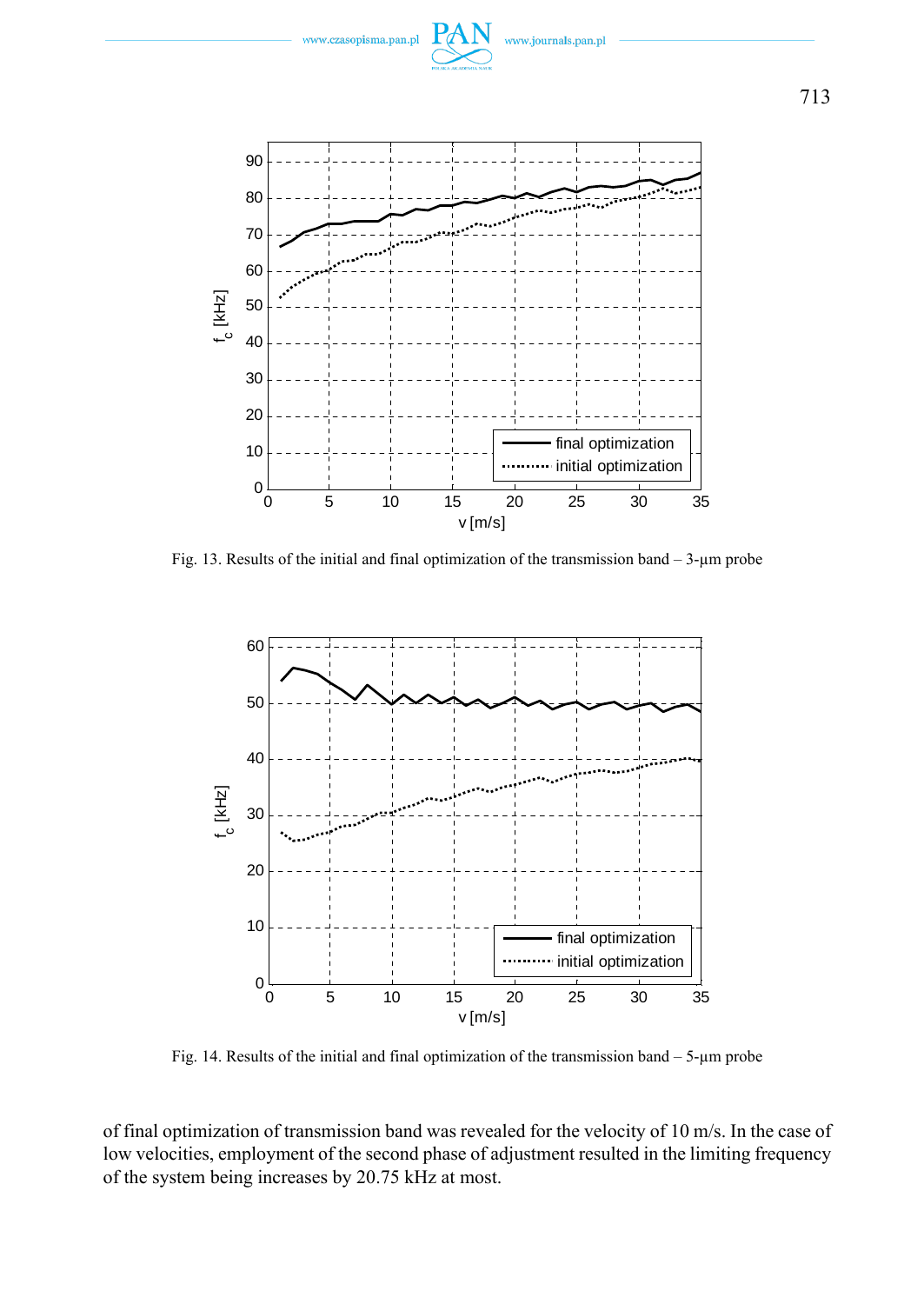Fig. 13. Results of the initial and final optimization of the transmission band – 3-μm probe

Fig. 14. Results of the initial and final optimization of the transmission band – 5-μm probe

of final optimization of transmission band was revealed for the velocity of 10 m/s. In the case of low velocities, employment of the second phase of adjustment resulted in the limiting frequency of the system being increases by 20.75 kHz at most.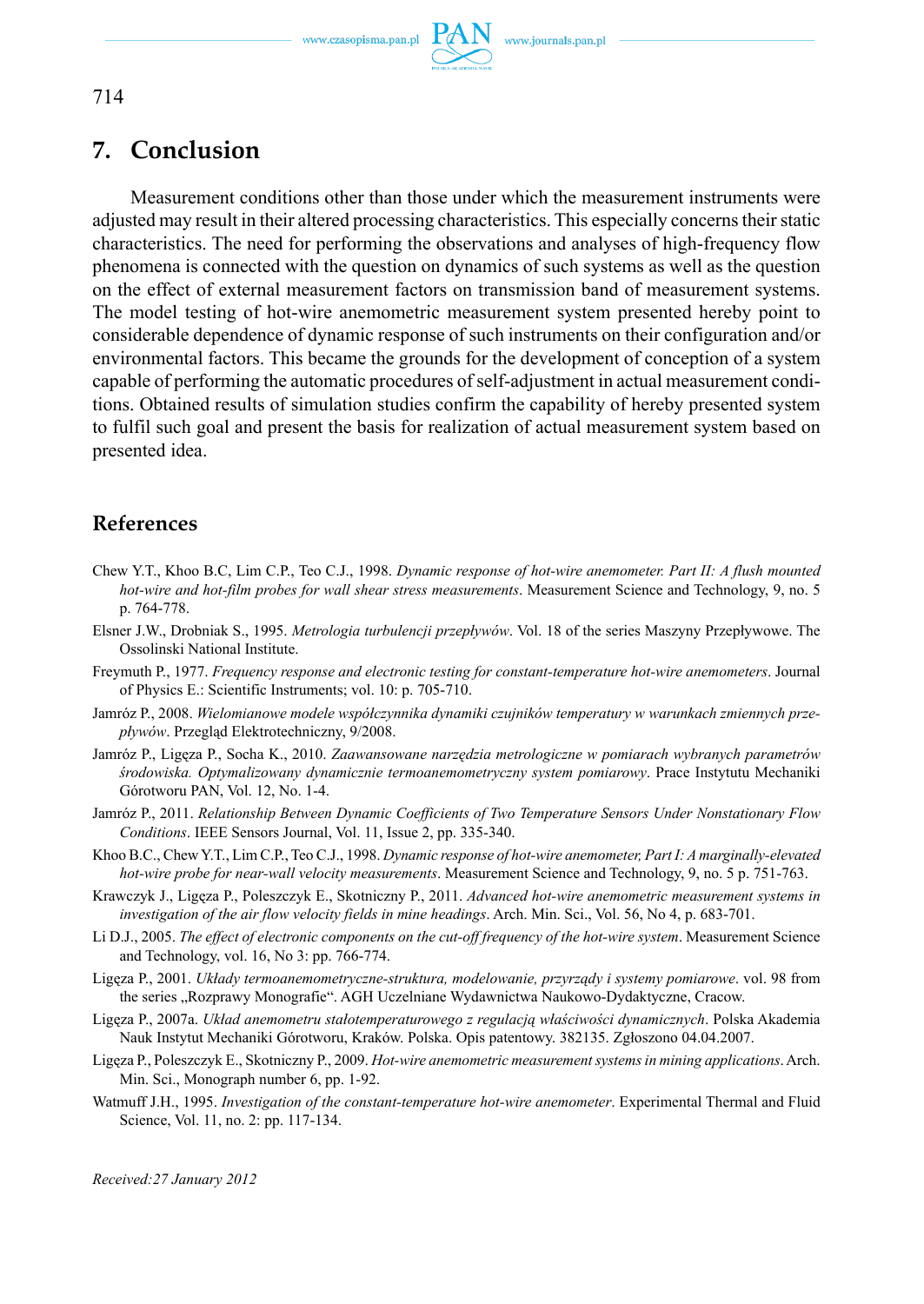## 7. Conclusion

Measurement conditions other than those under which the measurement instruments were adjusted may result in their altered processing characteristics. This especially concerns their static characteristics. The need for performing the observations and analyses of high-frequency flow phenomena is connected with the question on dynamics of such systems as well as the question on the effect of external measurement factors on transmission band of measurement systems. The model testing of hot-wire anemometric measurement system presented hereby point to considerable dependence of dynamic response of such instruments on their configuration and/or environmental factors. This became the grounds for the development of conception of a system capable of performing the automatic procedures of self-adjustment in actual measurement conditions. Obtained results of simulation studies confirm the capability of hereby presented system to fulfil such goal and present the basis for realization of actual measurement system based on presented idea.

## References

Chew Y.T., Khoo B.C, Lim C.P., Teo C.J., 1998. *Dynamic response of hot-wire anemometer. Part II: A flush mounted hot-wire and hot-film probes for wall shear stress measurements*. Measurement Science and Technology, 9, no. 5 p. 764-778.

Elsner J.W., Drobniak S., 1995. *Metrologia turbulencji przepływów*. Vol. 18 of the series Maszyny Przepływowe. The Ossolinski National Institute.

Freymuth P., 1977. *Frequency response and electronic testing for constant-temperature hot-wire anemometers*. Journal of Physics E.: Scientific Instruments; vol. 10: p. 705-710.

Jamróz P., 2008. *Wielomianowe modele współczynnika dynamiki czujników temperatury w warunkach zmiennych przepływów*. Przegląd Elektrotechniczny, 9/2008.

Jamróz P., Ligęza P., Socha K., 2010. *Zaawansowane narzędzia metrologiczne w pomiarach wybranych parametrów środowiska. Optymalizowany dynamicznie termoanemometryczny system pomiarowy*. Prace Instytutu Mechaniki Górotworu PAN, Vol. 12, No. 1-4.

Jamróz P., 2011. *Relationship Between Dynamic Coefficients of Two Temperature Sensors Under Nonstationary Flow Conditions*. IEEE Sensors Journal, Vol. 11, Issue 2, pp. 335-340.

Khoo B.C., Chew Y.T., Lim C.P., Teo C.J., 1998. *Dynamic response of hot-wire anemometer, Part I: A marginally-elevated hot-wire probe for near-wall velocity measurements*. Measurement Science and Technology, 9, no. 5 p. 751-763.

Krawczyk J., Ligęza P., Poleszczyk E., Skotniczny P., 2011. *Advanced hot-wire anemometric measurement systems in investigation of the air flow velocity fields in mine headings*. Arch. Min. Sci., Vol. 56, No 4, p. 683-701.

Li D.J., 2005. *The effect of electronic components on the cut-off frequency of the hot-wire system*. Measurement Science and Technology, vol. 16, No 3: pp. 766-774.

Ligęza P., 2001. *Układy termoanemometryczne-struktura, modelowanie, przyrządy i systemy pomiarowe*. vol. 98 from the series „Rozprawy Monografie". AGH Uczelniane Wydawnictwa Naukowo-Dydaktyczne, Cracow.

Ligęza P., 2007a. *Układ anemometru stałotemperaturowego z regulacją właściwości dynamicznych*. Polska Akademia Nauk Instytut Mechaniki Górotworu, Kraków. Polska. Opis patentowy. 382135. Zgłoszono 04.04.2007.

Ligęza P., Poleszczyk E., Skotniczny P., 2009. *Hot-wire anemometric measurement systems in mining applications*. Arch. Min. Sci., Monograph number 6, pp. 1-92.

Watmuff J.H., 1995. *Investigation of the constant-temperature hot-wire anemometer*. Experimental Thermal and Fluid Science, Vol. 11, no. 2: pp. 117-134.

*Received:27 January 2012*